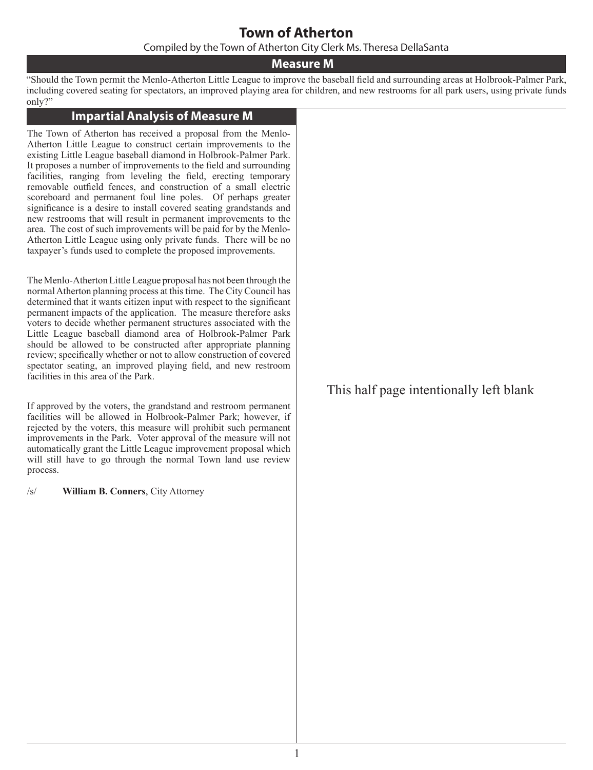# Town of Atherton

Compiled by the Town of Atherton City Clerk Ms. Theresa DellaSanta

## Measure M

"Should the Town permit the Menlo-Atherton Little League to improve the baseball field and surrounding areas at Holbrook-Palmer Park, including covered seating for spectators, an improved playing area for children, and new restrooms for all park users, using private funds only?"

### Impartial Analysis of Measure M

The Town of Atherton has received a proposal from the Menlo-Atherton Little League to construct certain improvements to the existing Little League baseball diamond in Holbrook-Palmer Park. It proposes a number of improvements to the field and surrounding facilities, ranging from leveling the field, erecting temporary removable outfield fences, and construction of a small electric scoreboard and permanent foul line poles. Of perhaps greater significance is a desire to install covered seating grandstands and new restrooms that will result in permanent improvements to the area. The cost of such improvements will be paid for by the Menlo-Atherton Little League using only private funds. There will be no taxpayer's funds used to complete the proposed improvements.

The Menlo-Atherton Little League proposal has not been through the normal Atherton planning process at this time. The City Council has determined that it wants citizen input with respect to the significant permanent impacts of the application. The measure therefore asks voters to decide whether permanent structures associated with the Little League baseball diamond area of Holbrook-Palmer Park should be allowed to be constructed after appropriate planning review; specifically whether or not to allow construction of covered spectator seating, an improved playing field, and new restroom facilities in this area of the Park.

If approved by the voters, the grandstand and restroom permanent facilities will be allowed in Holbrook-Palmer Park; however, if rejected by the voters, this measure will prohibit such permanent improvements in the Park. Voter approval of the measure will not automatically grant the Little League improvement proposal which will still have to go through the normal Town land use review process.

/s/ **William B. Conners**, City Attorney

This half page intentionally left blank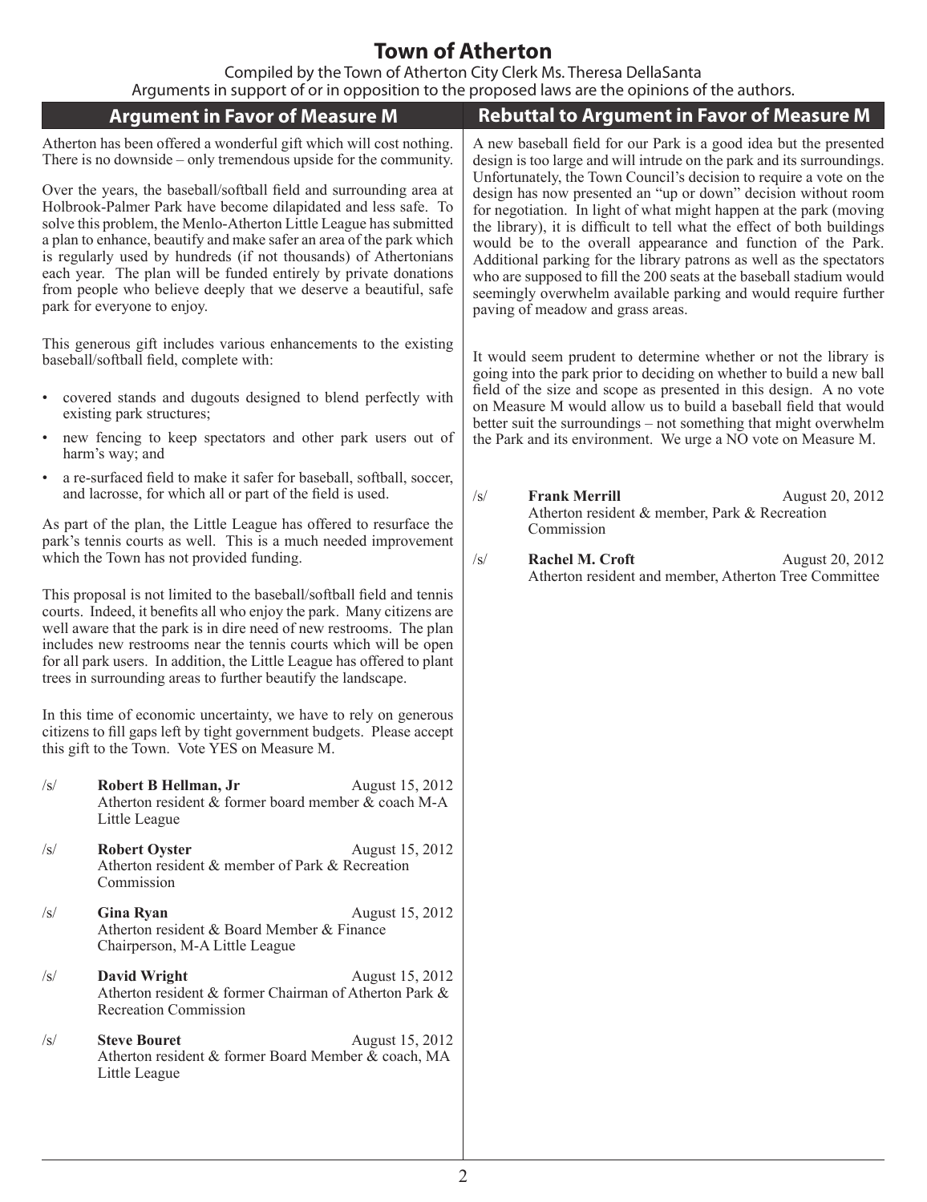# Town of Atherton

Compiled by the Town of Atherton City Clerk Ms. Theresa DellaSanta

Arguments in support of or in opposition to the proposed laws are the opinions of the authors.

## Argument in Favor of Measure M

Atherton has been offered a wonderful gift which will cost nothing. There is no downside – only tremendous upside for the community.

Over the years, the baseball/softball field and surrounding area at Holbrook-Palmer Park have become dilapidated and less safe. To solve this problem, the Menlo-Atherton Little League has submitted a plan to enhance, beautify and make safer an area of the park which is regularly used by hundreds (if not thousands) of Athertonians each year. The plan will be funded entirely by private donations from people who believe deeply that we deserve a beautiful, safe park for everyone to enjoy.

This generous gift includes various enhancements to the existing baseball/softball field, complete with:

- covered stands and dugouts designed to blend perfectly with existing park structures;
- new fencing to keep spectators and other park users out of harm's way; and
- a re-surfaced field to make it safer for baseball, softball, soccer, and lacrosse, for which all or part of the field is used.

As part of the plan, the Little League has offered to resurface the park's tennis courts as well. This is a much needed improvement which the Town has not provided funding.

This proposal is not limited to the baseball/softball field and tennis courts. Indeed, it benefits all who enjoy the park. Many citizens are well aware that the park is in dire need of new restrooms. The plan includes new restrooms near the tennis courts which will be open for all park users. In addition, the Little League has offered to plant trees in surrounding areas to further beautify the landscape.

In this time of economic uncertainty, we have to rely on generous citizens to fill gaps left by tight government budgets. Please accept this gift to the Town. Vote YES on Measure M.

/s/ **Robert B Hellman, Jr** August 15, 2012
Atherton resident & former board member & coach M-A Little League

/s/ **Robert Oyster** August 15, 2012
Atherton resident & member of Park & Recreation Commission

/s/ **Gina Ryan** August 15, 2012
Atherton resident & Board Member & Finance Chairperson, M-A Little League

/s/ **David Wright** August 15, 2012
Atherton resident & former Chairman of Atherton Park & Recreation Commission

/s/ **Steve Bouret** August 15, 2012
Atherton resident & former Board Member & coach, MA Little League

## Rebuttal to Argument in Favor of Measure M

A new baseball field for our Park is a good idea but the presented design is too large and will intrude on the park and its surroundings. Unfortunately, the Town Council's decision to require a vote on the design has now presented an "up or down" decision without room for negotiation. In light of what might happen at the park (moving the library), it is difficult to tell what the effect of both buildings would be to the overall appearance and function of the Park. Additional parking for the library patrons as well as the spectators who are supposed to fill the 200 seats at the baseball stadium would seemingly overwhelm available parking and would require further paving of meadow and grass areas.

It would seem prudent to determine whether or not the library is going into the park prior to deciding on whether to build a new ball field of the size and scope as presented in this design. A no vote on Measure M would allow us to build a baseball field that would better suit the surroundings – not something that might overwhelm the Park and its environment. We urge a NO vote on Measure M.

/s/ **Frank Merrill** August 20, 2012
Atherton resident & member, Park & Recreation Commission

/s/ **Rachel M. Croft** August 20, 2012
Atherton resident and member, Atherton Tree Committee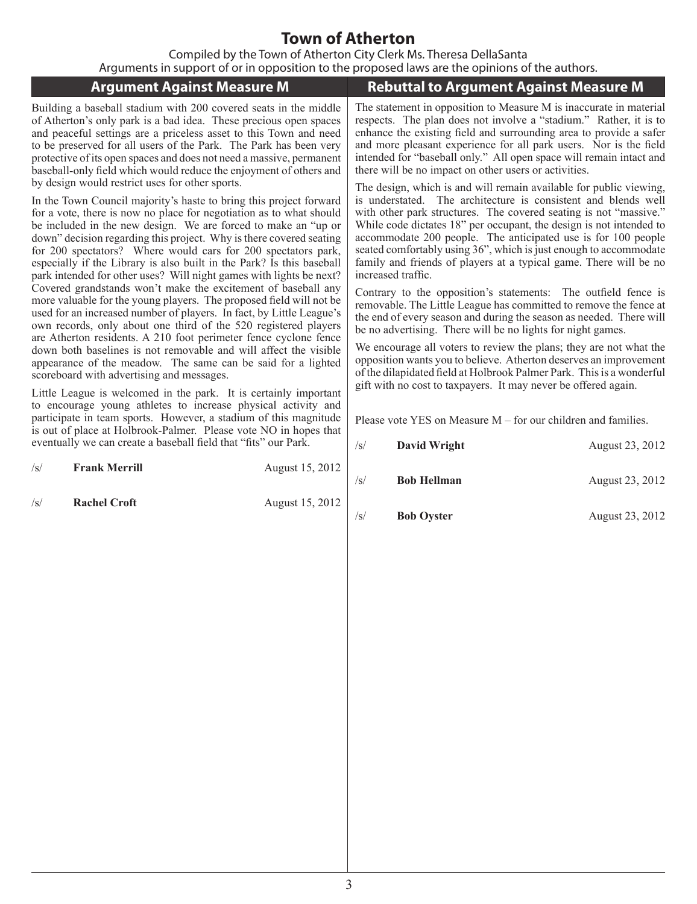# Town of Atherton

Compiled by the Town of Atherton City Clerk Ms. Theresa DellaSanta

Arguments in support of or in opposition to the proposed laws are the opinions of the authors.

## Argument Against Measure M

Building a baseball stadium with 200 covered seats in the middle of Atherton's only park is a bad idea. These precious open spaces and peaceful settings are a priceless asset to this Town and need to be preserved for all users of the Park. The Park has been very protective of its open spaces and does not need a massive, permanent baseball-only field which would reduce the enjoyment of others and by design would restrict uses for other sports.

In the Town Council majority's haste to bring this project forward for a vote, there is now no place for negotiation as to what should be included in the new design. We are forced to make an "up or down" decision regarding this project. Why is there covered seating for 200 spectators? Where would cars for 200 spectators park, especially if the Library is also built in the Park? Is this baseball park intended for other uses? Will night games with lights be next? Covered grandstands won't make the excitement of baseball any more valuable for the young players. The proposed field will not be used for an increased number of players. In fact, by Little League's own records, only about one third of the 520 registered players are Atherton residents. A 210 foot perimeter fence cyclone fence down both baselines is not removable and will affect the visible appearance of the meadow. The same can be said for a lighted scoreboard with advertising and messages.

Little League is welcomed in the park. It is certainly important to encourage young athletes to increase physical activity and participate in team sports. However, a stadium of this magnitude is out of place at Holbrook-Palmer. Please vote NO in hopes that eventually we can create a baseball field that "fits" our Park.

/s/ **Frank Merrill** August 15, 2012

/s/ **Rachel Croft** August 15, 2012

## Rebuttal to Argument Against Measure M

The statement in opposition to Measure M is inaccurate in material respects. The plan does not involve a "stadium." Rather, it is to enhance the existing field and surrounding area to provide a safer and more pleasant experience for all park users. Nor is the field intended for "baseball only." All open space will remain intact and there will be no impact on other users or activities.

The design, which is and will remain available for public viewing, is understated. The architecture is consistent and blends well with other park structures. The covered seating is not "massive." While code dictates 18" per occupant, the design is not intended to accommodate 200 people. The anticipated use is for 100 people seated comfortably using 36", which is just enough to accommodate family and friends of players at a typical game. There will be no increased traffic.

Contrary to the opposition's statements: The outfield fence is removable. The Little League has committed to remove the fence at the end of every season and during the season as needed. There will be no advertising. There will be no lights for night games.

We encourage all voters to review the plans; they are not what the opposition wants you to believe. Atherton deserves an improvement of the dilapidated field at Holbrook Palmer Park. This is a wonderful gift with no cost to taxpayers. It may never be offered again.

Please vote YES on Measure M – for our children and families.

/s/ **David Wright** August 23, 2012

/s/ **Bob Hellman** August 23, 2012

/s/ **Bob Oyster** August 23, 2012